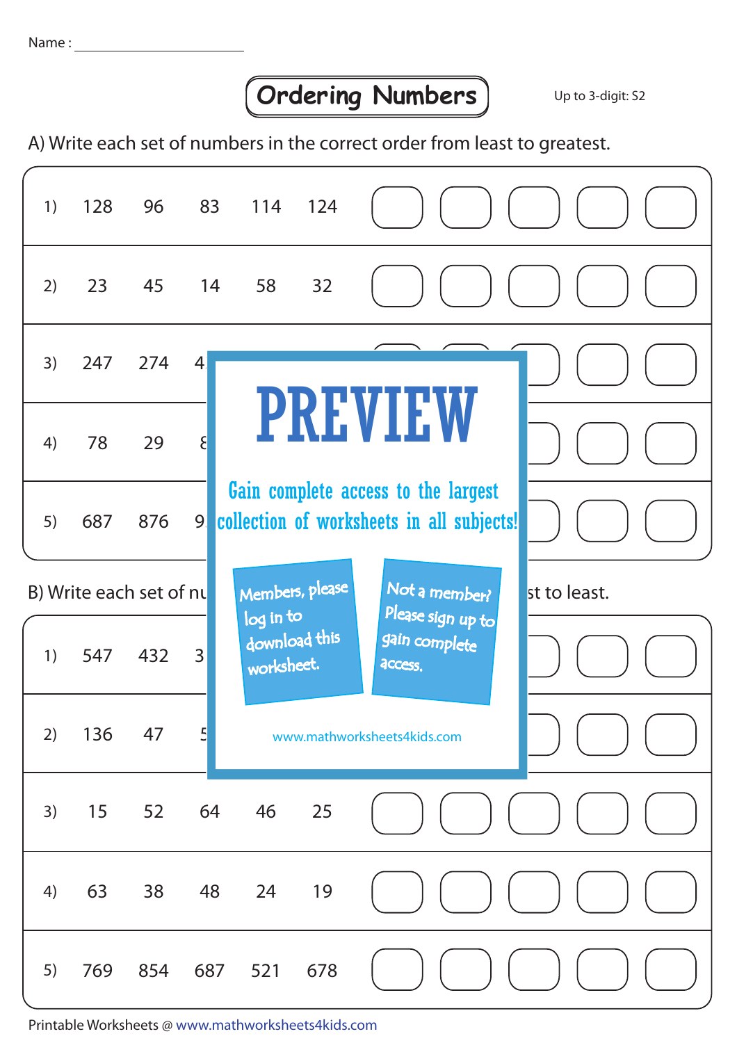Name : ____________________

# Ordering Numbers

Up to 3-digit: S2

A) Write each set of numbers in the correct order from least to greatest.

1) 128 96 83 114 124 ☐ ☐ ☐ ☐ ☐

2) 23 45 14 58 32 ☐ ☐ ☐ ☐ ☐

3) 247 274 4

4) 78 29 8

5) 687 876 9

PREVIEW

Gain complete access to the largest collection of worksheets in all subjects!

Members, please log in to download this worksheet.

Not a member? Please sign up to gain complete access.

www.mathworksheets4kids.com

B) Write each set of nu... st to least.

1) 547 432 3

2) 136 47 5

3) 15 52 64 46 25 ☐ ☐ ☐ ☐ ☐

4) 63 38 48 24 19 ☐ ☐ ☐ ☐ ☐

5) 769 854 687 521 678 ☐ ☐ ☐ ☐ ☐

Printable Worksheets @ www.mathworksheets4kids.com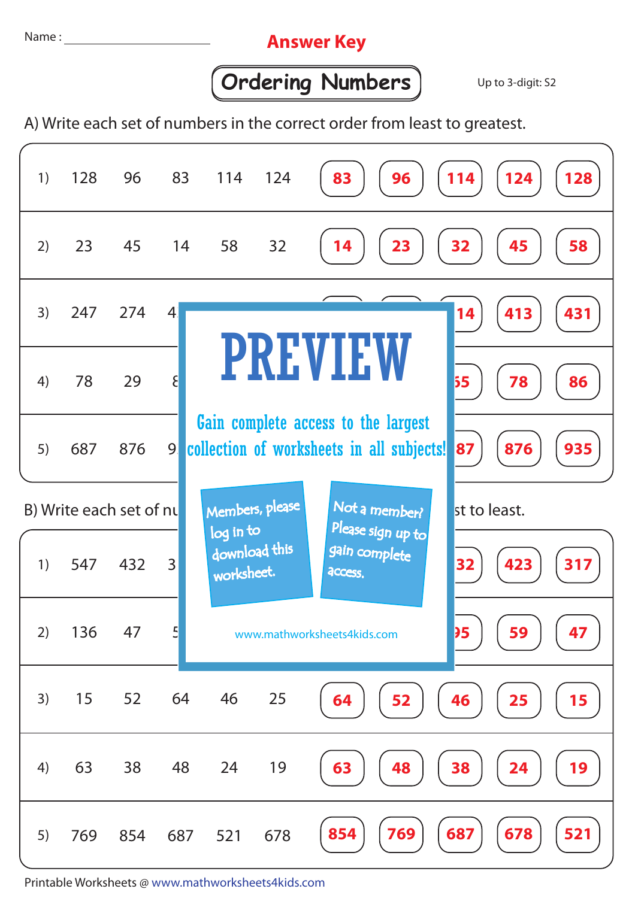Name : ____________________

**Answer Key**

# Ordering Numbers

Up to 3-digit: S2

A) Write each set of numbers in the correct order from least to greatest.

| | | | | | | | | | | |
|---|---|---|---|---|---|---|---|---|---|---|
| 1) | 128 | 96 | 83 | 114 | 124 | 83 | 96 | 114 | 124 | 128 |
| 2) | 23 | 45 | 14 | 58 | 32 | 14 | 23 | 32 | 45 | 58 |
| 3) | 247 | 274 | 4 | | | | | 14 | 413 | 431 |
| 4) | 78 | 29 | 8 | | | | | 55 | 78 | 86 |
| 5) | 687 | 876 | 9 | | | | | 87 | 876 | 935 |

PREVIEW

Gain complete access to the largest collection of worksheets in all subjects!

Members, please log in to download this worksheet.

Not a member? Please sign up to gain complete access.

www.mathworksheets4kids.com

B) Write each set of nu... st to least.

| | | | | | | | | | | |
|---|---|---|---|---|---|---|---|---|---|---|
| 1) | 547 | 432 | 3 | | | | | 32 | 423 | 317 |
| 2) | 136 | 47 | 5 | | | | | 95 | 59 | 47 |
| 3) | 15 | 52 | 64 | 46 | 25 | 64 | 52 | 46 | 25 | 15 |
| 4) | 63 | 38 | 48 | 24 | 19 | 63 | 48 | 38 | 24 | 19 |
| 5) | 769 | 854 | 687 | 521 | 678 | 854 | 769 | 687 | 678 | 521 |

Printable Worksheets @ www.mathworksheets4kids.com